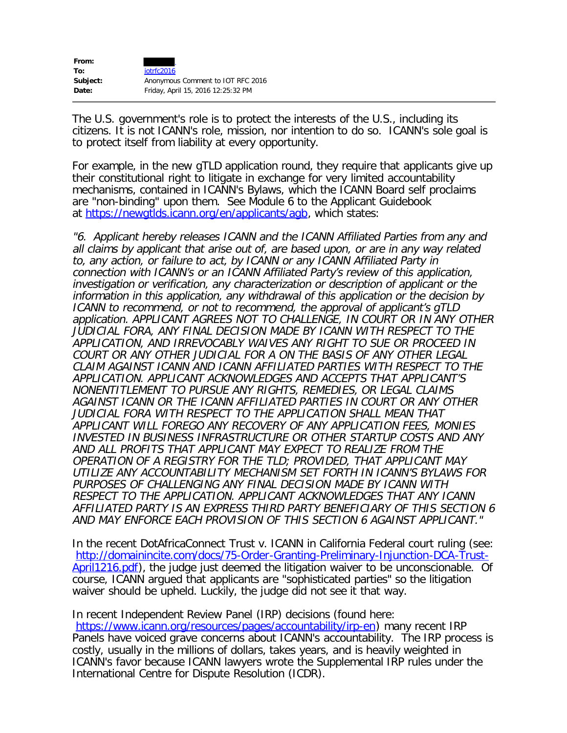**From:** [redacted].
**To:** iotrfc2016
**Subject:** Anonymous Comment to IOT RFC 2016
**Date:** Friday, April 15, 2016 12:25:32 PM

---

The U.S. government's role is to protect the interests of the U.S., including its citizens. It is not ICANN's role, mission, nor intention to do so. ICANN's sole goal is to protect itself from liability at every opportunity.

For example, in the new gTLD application round, they require that applicants give up their constitutional right to litigate in exchange for very limited accountability mechanisms, contained in ICANN's Bylaws, which the ICANN Board self proclaims are "non-binding" upon them. See Module 6 to the Applicant Guidebook at https://newgtlds.icann.org/en/applicants/agb, which states:

*"6. Applicant hereby releases ICANN and the ICANN Affiliated Parties from any and all claims by applicant that arise out of, are based upon, or are in any way related to, any action, or failure to act, by ICANN or any ICANN Affiliated Party in connection with ICANN's or an ICANN Affiliated Party's review of this application, investigation or verification, any characterization or description of applicant or the information in this application, any withdrawal of this application or the decision by ICANN to recommend, or not to recommend, the approval of applicant's gTLD application. APPLICANT AGREES NOT TO CHALLENGE, IN COURT OR IN ANY OTHER JUDICIAL FORA, ANY FINAL DECISION MADE BY ICANN WITH RESPECT TO THE APPLICATION, AND IRREVOCABLY WAIVES ANY RIGHT TO SUE OR PROCEED IN COURT OR ANY OTHER JUDICIAL FOR A ON THE BASIS OF ANY OTHER LEGAL CLAIM AGAINST ICANN AND ICANN AFFILIATED PARTIES WITH RESPECT TO THE APPLICATION. APPLICANT ACKNOWLEDGES AND ACCEPTS THAT APPLICANT'S NONENTITLEMENT TO PURSUE ANY RIGHTS, REMEDIES, OR LEGAL CLAIMS AGAINST ICANN OR THE ICANN AFFILIATED PARTIES IN COURT OR ANY OTHER JUDICIAL FORA WITH RESPECT TO THE APPLICATION SHALL MEAN THAT APPLICANT WILL FOREGO ANY RECOVERY OF ANY APPLICATION FEES, MONIES INVESTED IN BUSINESS INFRASTRUCTURE OR OTHER STARTUP COSTS AND ANY AND ALL PROFITS THAT APPLICANT MAY EXPECT TO REALIZE FROM THE OPERATION OF A REGISTRY FOR THE TLD; PROVIDED, THAT APPLICANT MAY UTILIZE ANY ACCOUNTABILITY MECHANISM SET FORTH IN ICANN'S BYLAWS FOR PURPOSES OF CHALLENGING ANY FINAL DECISION MADE BY ICANN WITH RESPECT TO THE APPLICATION. APPLICANT ACKNOWLEDGES THAT ANY ICANN AFFILIATED PARTY IS AN EXPRESS THIRD PARTY BENEFICIARY OF THIS SECTION 6 AND MAY ENFORCE EACH PROVISION OF THIS SECTION 6 AGAINST APPLICANT."*

In the recent DotAfricaConnect Trust v. ICANN in California Federal court ruling (see: http://domainincite.com/docs/75-Order-Granting-Preliminary-Injunction-DCA-Trust-April1216.pdf), the judge just deemed the litigation waiver to be unconscionable. Of course, ICANN argued that applicants are "sophisticated parties" so the litigation waiver should be upheld. Luckily, the judge did not see it that way.

In recent Independent Review Panel (IRP) decisions (found here: https://www.icann.org/resources/pages/accountability/irp-en) many recent IRP Panels have voiced grave concerns about ICANN's accountability. The IRP process is costly, usually in the millions of dollars, takes years, and is heavily weighted in ICANN's favor because ICANN lawyers wrote the Supplemental IRP rules under the International Centre for Dispute Resolution (ICDR).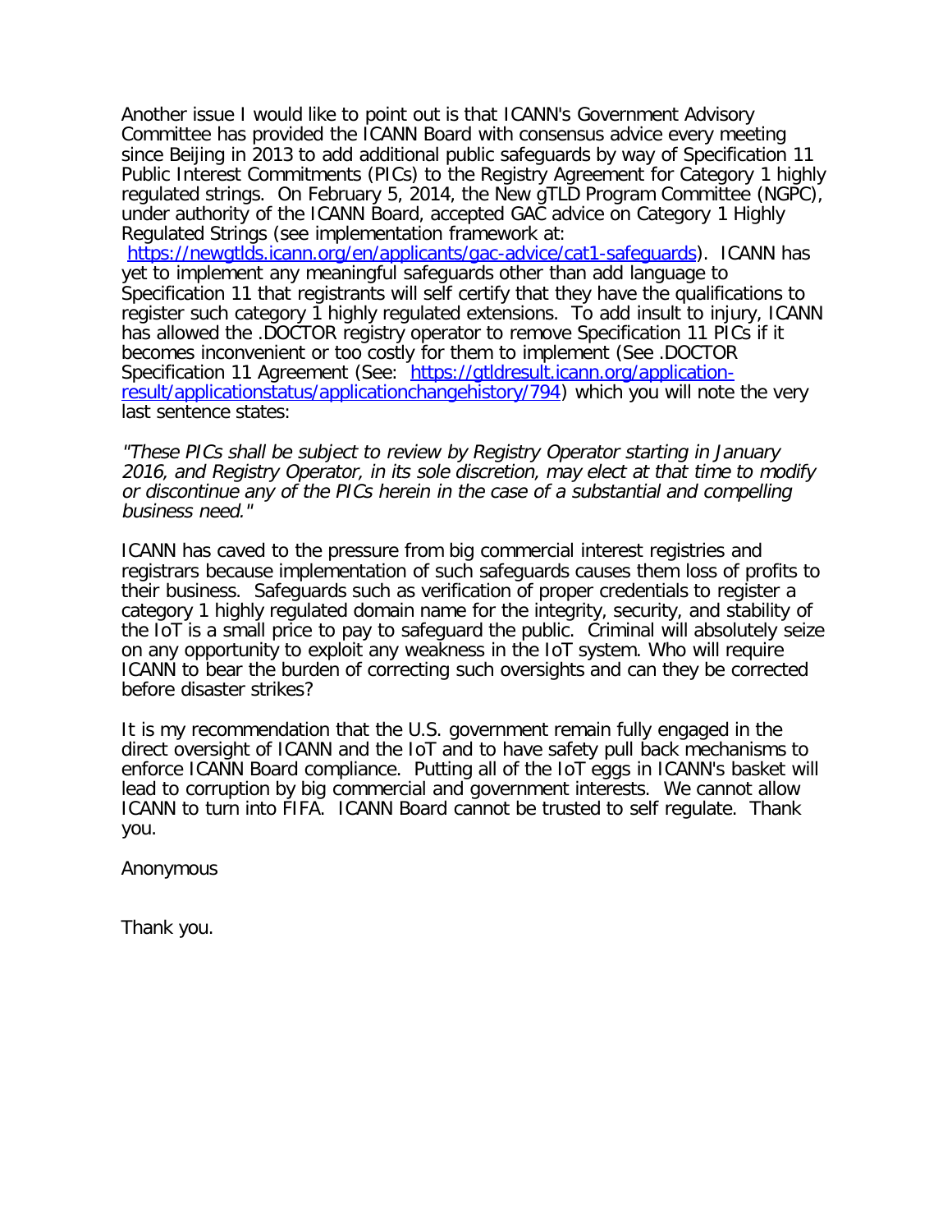Another issue I would like to point out is that ICANN's Government Advisory Committee has provided the ICANN Board with consensus advice every meeting since Beijing in 2013 to add additional public safeguards by way of Specification 11 Public Interest Commitments (PICs) to the Registry Agreement for Category 1 highly regulated strings. On February 5, 2014, the New gTLD Program Committee (NGPC), under authority of the ICANN Board, accepted GAC advice on Category 1 Highly Regulated Strings (see implementation framework at: https://newgtlds.icann.org/en/applicants/gac-advice/cat1-safeguards). ICANN has yet to implement any meaningful safeguards other than add language to Specification 11 that registrants will self certify that they have the qualifications to register such category 1 highly regulated extensions. To add insult to injury, ICANN has allowed the .DOCTOR registry operator to remove Specification 11 PICs if it becomes inconvenient or too costly for them to implement (See .DOCTOR Specification 11 Agreement (See: https://gtldresult.icann.org/application-result/applicationstatus/applicationchangehistory/794) which you will note the very last sentence states:

*"These PICs shall be subject to review by Registry Operator starting in January 2016, and Registry Operator, in its sole discretion, may elect at that time to modify or discontinue any of the PICs herein in the case of a substantial and compelling business need."*

ICANN has caved to the pressure from big commercial interest registries and registrars because implementation of such safeguards causes them loss of profits to their business. Safeguards such as verification of proper credentials to register a category 1 highly regulated domain name for the integrity, security, and stability of the IoT is a small price to pay to safeguard the public. Criminal will absolutely seize on any opportunity to exploit any weakness in the IoT system. Who will require ICANN to bear the burden of correcting such oversights and can they be corrected before disaster strikes?

It is my recommendation that the U.S. government remain fully engaged in the direct oversight of ICANN and the IoT and to have safety pull back mechanisms to enforce ICANN Board compliance. Putting all of the IoT eggs in ICANN's basket will lead to corruption by big commercial and government interests. We cannot allow ICANN to turn into FIFA. ICANN Board cannot be trusted to self regulate. Thank you.

Anonymous

Thank you.